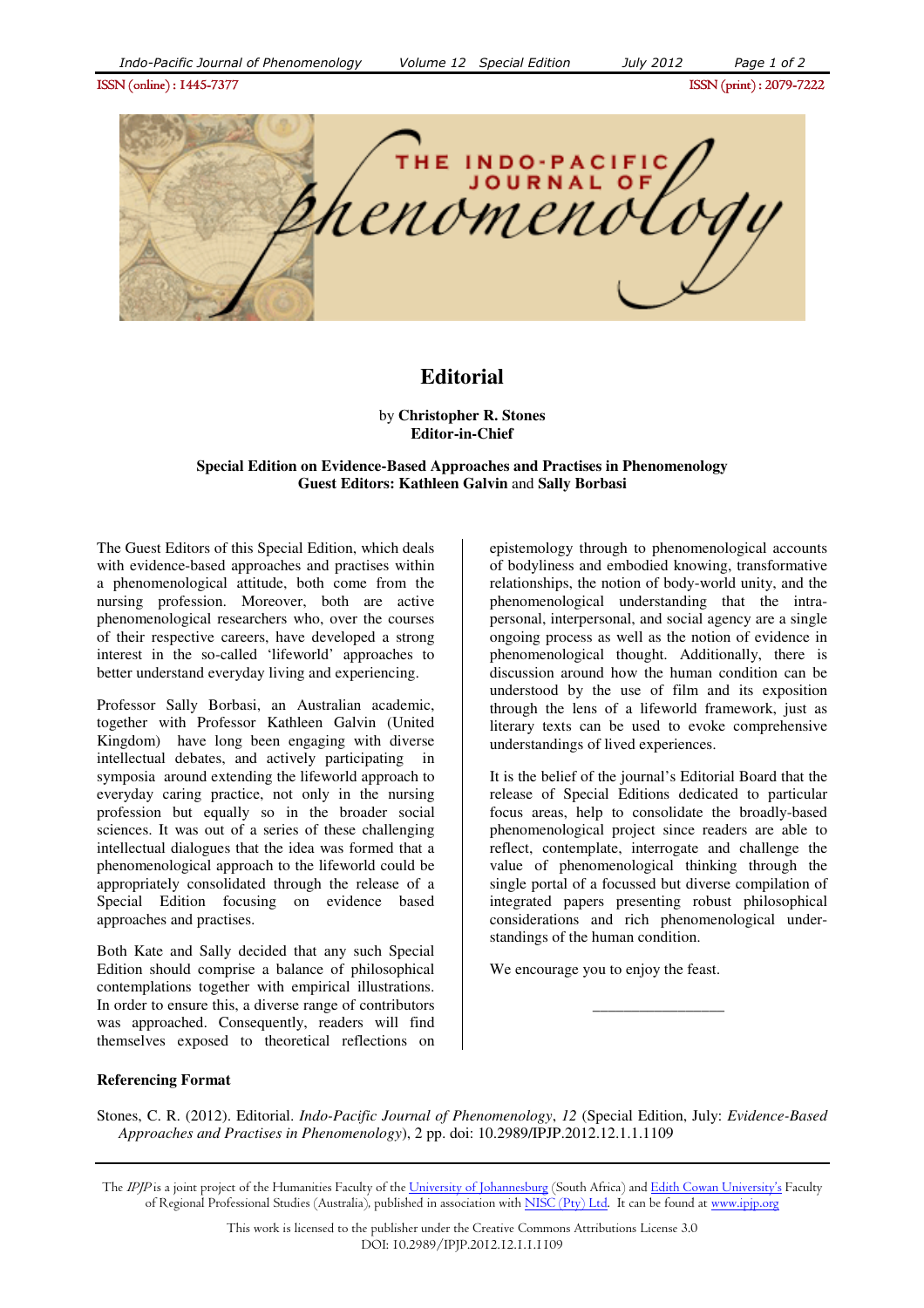ISSN (online) : 1445-7377 ISSN (print) : 2079-7222

# Editorial

by **Christopher R. Stones**
**Editor-in-Chief**

**Special Edition on Evidence-Based Approaches and Practises in Phenomenology**
**Guest Editors: Kathleen Galvin** and **Sally Borbasi**

The Guest Editors of this Special Edition, which deals with evidence-based approaches and practises within a phenomenological attitude, both come from the nursing profession. Moreover, both are active phenomenological researchers who, over the courses of their respective careers, have developed a strong interest in the so-called 'lifeworld' approaches to better understand everyday living and experiencing.

Professor Sally Borbasi, an Australian academic, together with Professor Kathleen Galvin (United Kingdom) have long been engaging with diverse intellectual debates, and actively participating in symposia around extending the lifeworld approach to everyday caring practice, not only in the nursing profession but equally so in the broader social sciences. It was out of a series of these challenging intellectual dialogues that the idea was formed that a phenomenological approach to the lifeworld could be appropriately consolidated through the release of a Special Edition focusing on evidence based approaches and practises.

Both Kate and Sally decided that any such Special Edition should comprise a balance of philosophical contemplations together with empirical illustrations. In order to ensure this, a diverse range of contributors was approached. Consequently, readers will find themselves exposed to theoretical reflections on epistemology through to phenomenological accounts of bodyliness and embodied knowing, transformative relationships, the notion of body-world unity, and the phenomenological understanding that the intra-personal, interpersonal, and social agency are a single ongoing process as well as the notion of evidence in phenomenological thought. Additionally, there is discussion around how the human condition can be understood by the use of film and its exposition through the lens of a lifeworld framework, just as literary texts can be used to evoke comprehensive understandings of lived experiences.

It is the belief of the journal's Editorial Board that the release of Special Editions dedicated to particular focus areas, help to consolidate the broadly-based phenomenological project since readers are able to reflect, contemplate, interrogate and challenge the value of phenomenological thinking through the single portal of a focussed but diverse compilation of integrated papers presenting robust philosophical considerations and rich phenomenological under-standings of the human condition.

We encourage you to enjoy the feast.

______________

**Referencing Format**

Stones, C. R. (2012). Editorial. *Indo-Pacific Journal of Phenomenology*, *12* (Special Edition, July: *Evidence-Based Approaches and Practises in Phenomenology*), 2 pp. doi: 10.2989/IPJP.2012.12.1.1.1109

The *IPJP* is a joint project of the Humanities Faculty of the University of Johannesburg (South Africa) and Edith Cowan University's Faculty of Regional Professional Studies (Australia), published in association with NISC (Pty) Ltd. It can be found at www.ipjp.org

This work is licensed to the publisher under the Creative Commons Attributions License 3.0
DOI: 10.2989/IPJP.2012.12.1.1.1109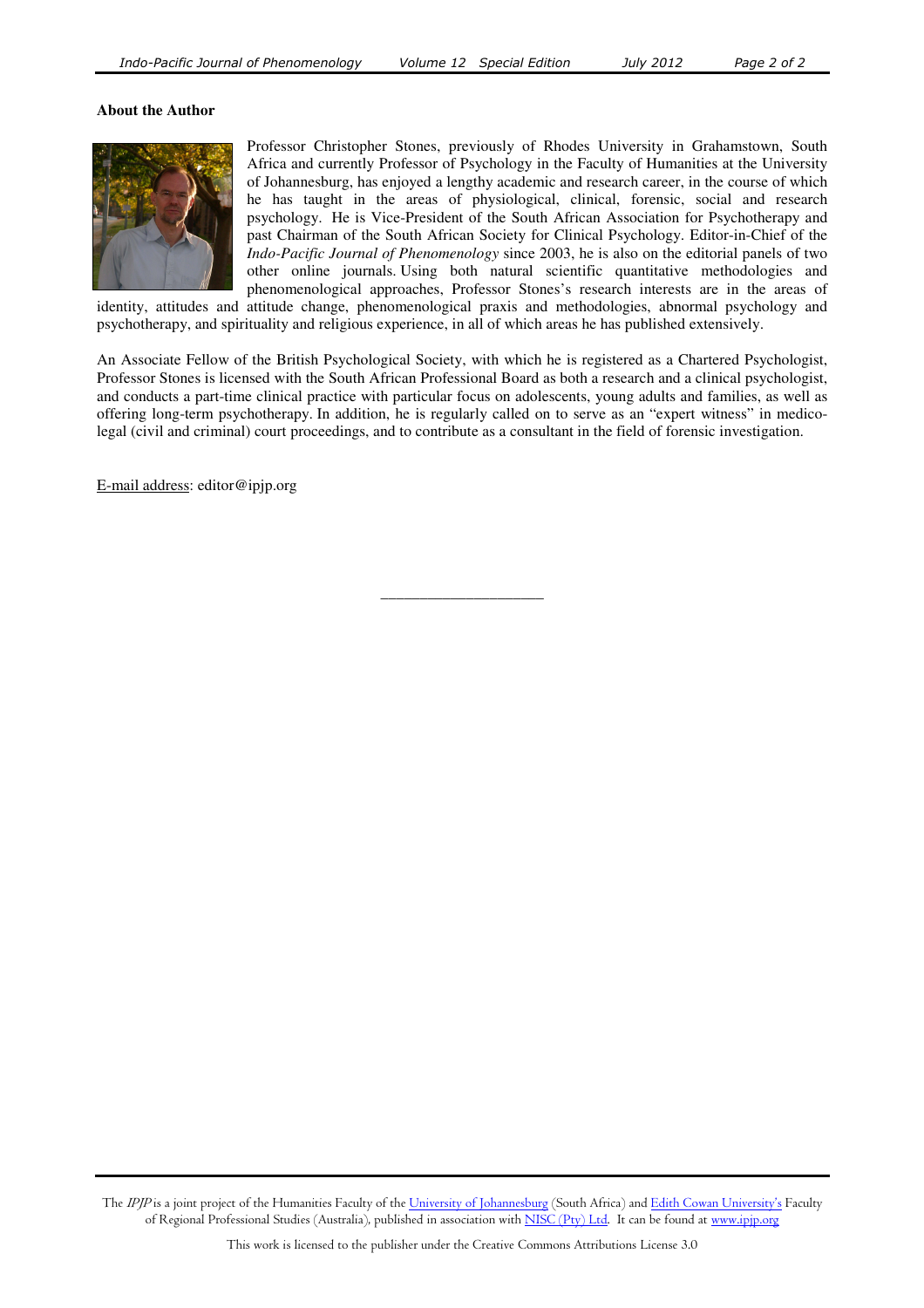**About the Author**

Professor Christopher Stones, previously of Rhodes University in Grahamstown, South Africa and currently Professor of Psychology in the Faculty of Humanities at the University of Johannesburg, has enjoyed a lengthy academic and research career, in the course of which he has taught in the areas of physiological, clinical, forensic, social and research psychology. He is Vice-President of the South African Association for Psychotherapy and past Chairman of the South African Society for Clinical Psychology. Editor-in-Chief of the *Indo-Pacific Journal of Phenomenology* since 2003, he is also on the editorial panels of two other online journals. Using both natural scientific quantitative methodologies and phenomenological approaches, Professor Stones's research interests are in the areas of identity, attitudes and attitude change, phenomenological praxis and methodologies, abnormal psychology and psychotherapy, and spirituality and religious experience, in all of which areas he has published extensively.

An Associate Fellow of the British Psychological Society, with which he is registered as a Chartered Psychologist, Professor Stones is licensed with the South African Professional Board as both a research and a clinical psychologist, and conducts a part-time clinical practice with particular focus on adolescents, young adults and families, as well as offering long-term psychotherapy. In addition, he is regularly called on to serve as an "expert witness" in medico-legal (civil and criminal) court proceedings, and to contribute as a consultant in the field of forensic investigation.

E-mail address: editor@ipjp.org

---

The *IPJP* is a joint project of the Humanities Faculty of the University of Johannesburg (South Africa) and Edith Cowan University's Faculty of Regional Professional Studies (Australia), published in association with NISC (Pty) Ltd. It can be found at www.ipjp.org

This work is licensed to the publisher under the Creative Commons Attributions License 3.0